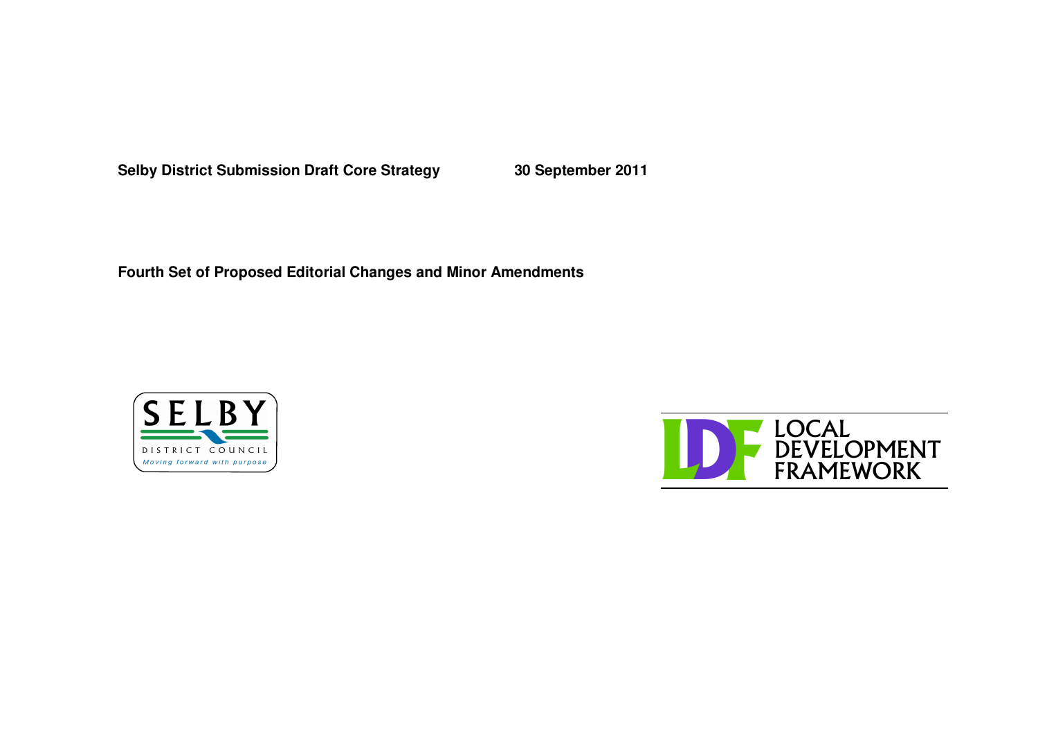**Selby District Submission Draft Core Strategy** **30 September 2011**

**Fourth Set of Proposed Editorial Changes and Minor Amendments**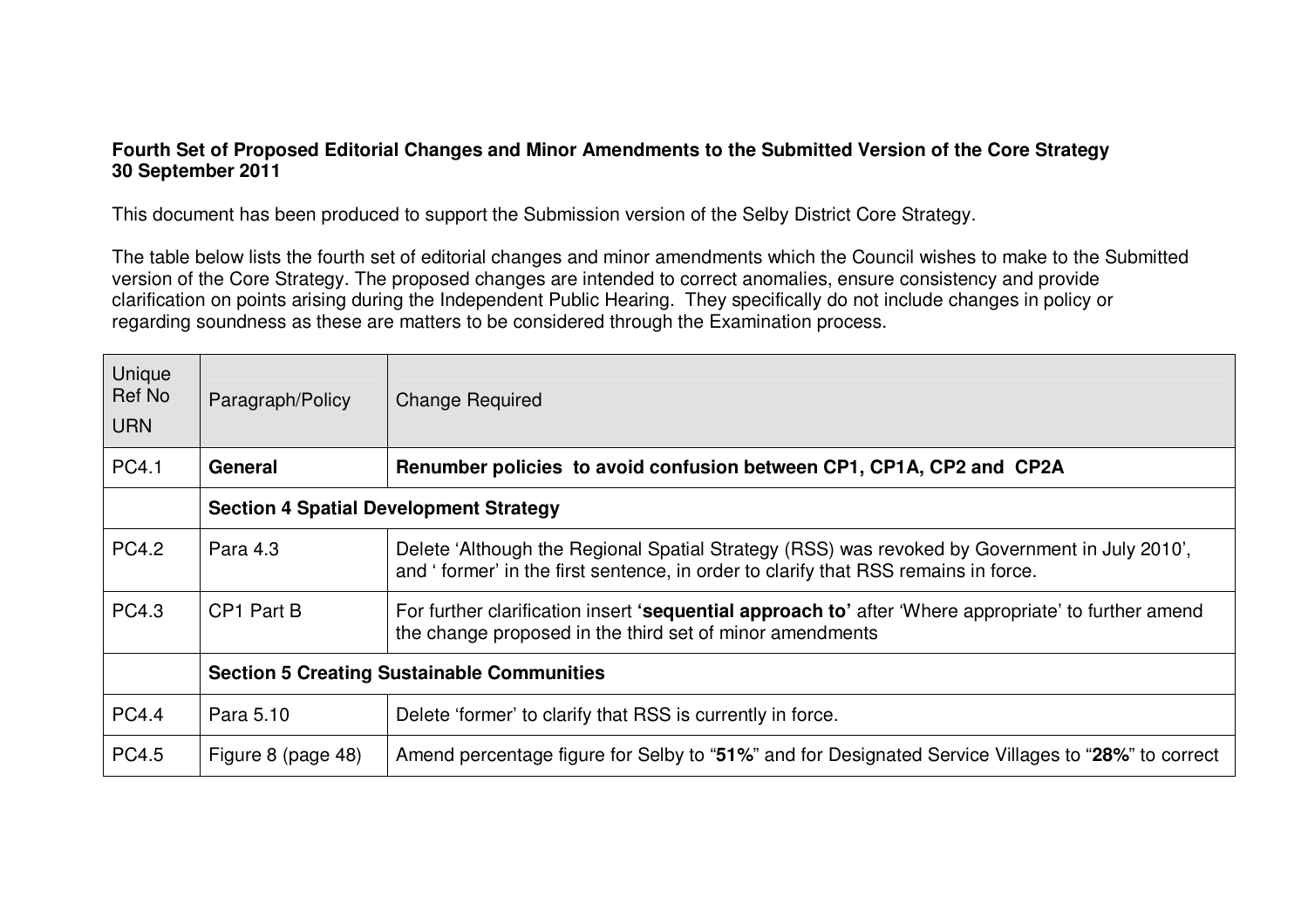**Fourth Set of Proposed Editorial Changes and Minor Amendments to the Submitted Version of the Core Strategy**
**30 September 2011**

This document has been produced to support the Submission version of the Selby District Core Strategy.

The table below lists the fourth set of editorial changes and minor amendments which the Council wishes to make to the Submitted version of the Core Strategy. The proposed changes are intended to correct anomalies, ensure consistency and provide clarification on points arising during the Independent Public Hearing. They specifically do not include changes in policy or regarding soundness as these are matters to be considered through the Examination process.

| Unique Ref No URN | Paragraph/Policy | Change Required |
|---|---|---|
| PC4.1 | **General** | **Renumber policies to avoid confusion between CP1, CP1A, CP2 and CP2A** |
| | **Section 4 Spatial Development Strategy** | |
| PC4.2 | Para 4.3 | Delete 'Although the Regional Spatial Strategy (RSS) was revoked by Government in July 2010', and ' former' in the first sentence, in order to clarify that RSS remains in force. |
| PC4.3 | CP1 Part B | For further clarification insert **'sequential approach to'** after 'Where appropriate' to further amend the change proposed in the third set of minor amendments |
| | **Section 5 Creating Sustainable Communities** | |
| PC4.4 | Para 5.10 | Delete 'former' to clarify that RSS is currently in force. |
| PC4.5 | Figure 8 (page 48) | Amend percentage figure for Selby to "**51%**" and for Designated Service Villages to "**28%**" to correct |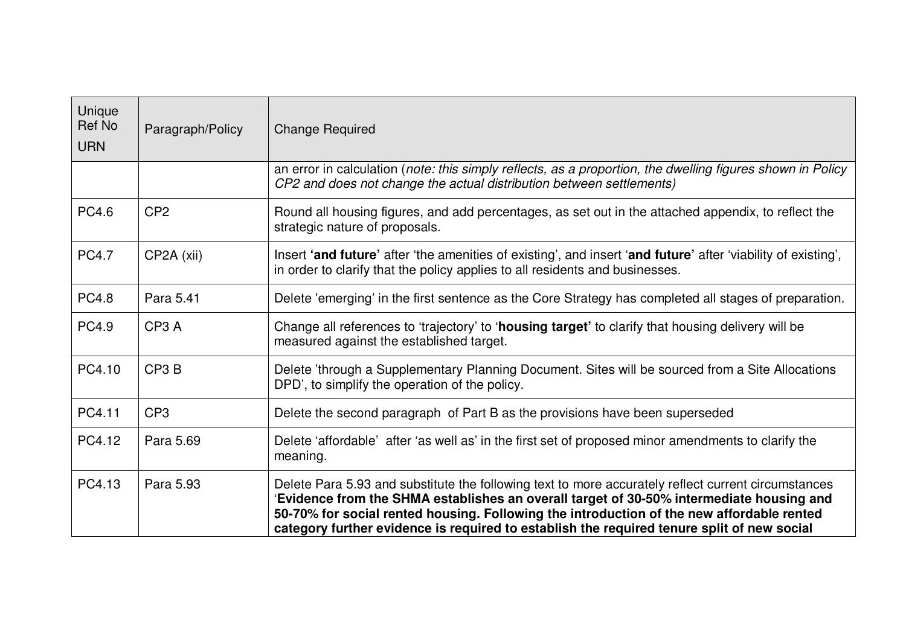| Unique Ref No URN | Paragraph/Policy | Change Required |
|---|---|---|
| | | an error in calculation (*note: this simply reflects, as a proportion, the dwelling figures shown in Policy CP2 and does not change the actual distribution between settlements)* |
| PC4.6 | CP2 | Round all housing figures, and add percentages, as set out in the attached appendix, to reflect the strategic nature of proposals. |
| PC4.7 | CP2A (xii) | Insert '**and future'** after 'the amenities of existing', and insert '**and future'** after 'viability of existing', in order to clarify that the policy applies to all residents and businesses. |
| PC4.8 | Para 5.41 | Delete 'emerging' in the first sentence as the Core Strategy has completed all stages of preparation. |
| PC4.9 | CP3 A | Change all references to 'trajectory' to '**housing target'** to clarify that housing delivery will be measured against the established target. |
| PC4.10 | CP3 B | Delete 'through a Supplementary Planning Document. Sites will be sourced from a Site Allocations DPD', to simplify the operation of the policy. |
| PC4.11 | CP3 | Delete the second paragraph of Part B as the provisions have been superseded |
| PC4.12 | Para 5.69 | Delete 'affordable' after 'as well as' in the first set of proposed minor amendments to clarify the meaning. |
| PC4.13 | Para 5.93 | Delete Para 5.93 and substitute the following text to more accurately reflect current circumstances '**Evidence from the SHMA establishes an overall target of 30-50% intermediate housing and 50-70% for social rented housing. Following the introduction of the new affordable rented category further evidence is required to establish the required tenure split of new social** |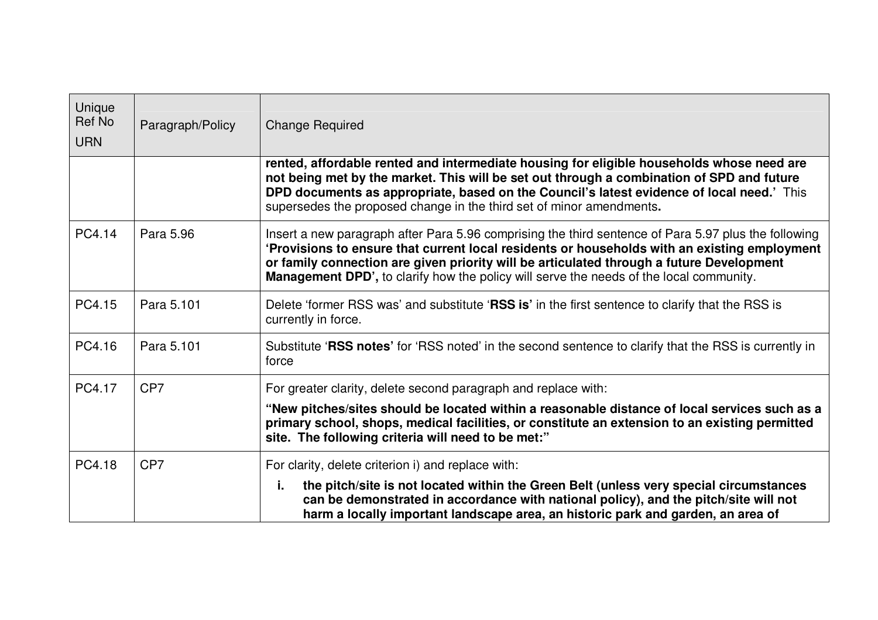| Unique Ref No URN | Paragraph/Policy | Change Required |
|---|---|---|
| | | **rented, affordable rented and intermediate housing for eligible households whose need are not being met by the market. This will be set out through a combination of SPD and future DPD documents as appropriate, based on the Council's latest evidence of local need.'** This supersedes the proposed change in the third set of minor amendments**.** |
| PC4.14 | Para 5.96 | Insert a new paragraph after Para 5.96 comprising the third sentence of Para 5.97 plus the following **'Provisions to ensure that current local residents or households with an existing employment or family connection are given priority will be articulated through a future Development Management DPD',** to clarify how the policy will serve the needs of the local community. |
| PC4.15 | Para 5.101 | Delete 'former RSS was' and substitute '**RSS is**' in the first sentence to clarify that the RSS is currently in force. |
| PC4.16 | Para 5.101 | Substitute '**RSS notes**' for 'RSS noted' in the second sentence to clarify that the RSS is currently in force |
| PC4.17 | CP7 | For greater clarity, delete second paragraph and replace with: **"New pitches/sites should be located within a reasonable distance of local services such as a primary school, shops, medical facilities, or constitute an extension to an existing permitted site. The following criteria will need to be met:"** |
| PC4.18 | CP7 | For clarity, delete criterion i) and replace with: **i. the pitch/site is not located within the Green Belt (unless very special circumstances can be demonstrated in accordance with national policy), and the pitch/site will not harm a locally important landscape area, an historic park and garden, an area of** |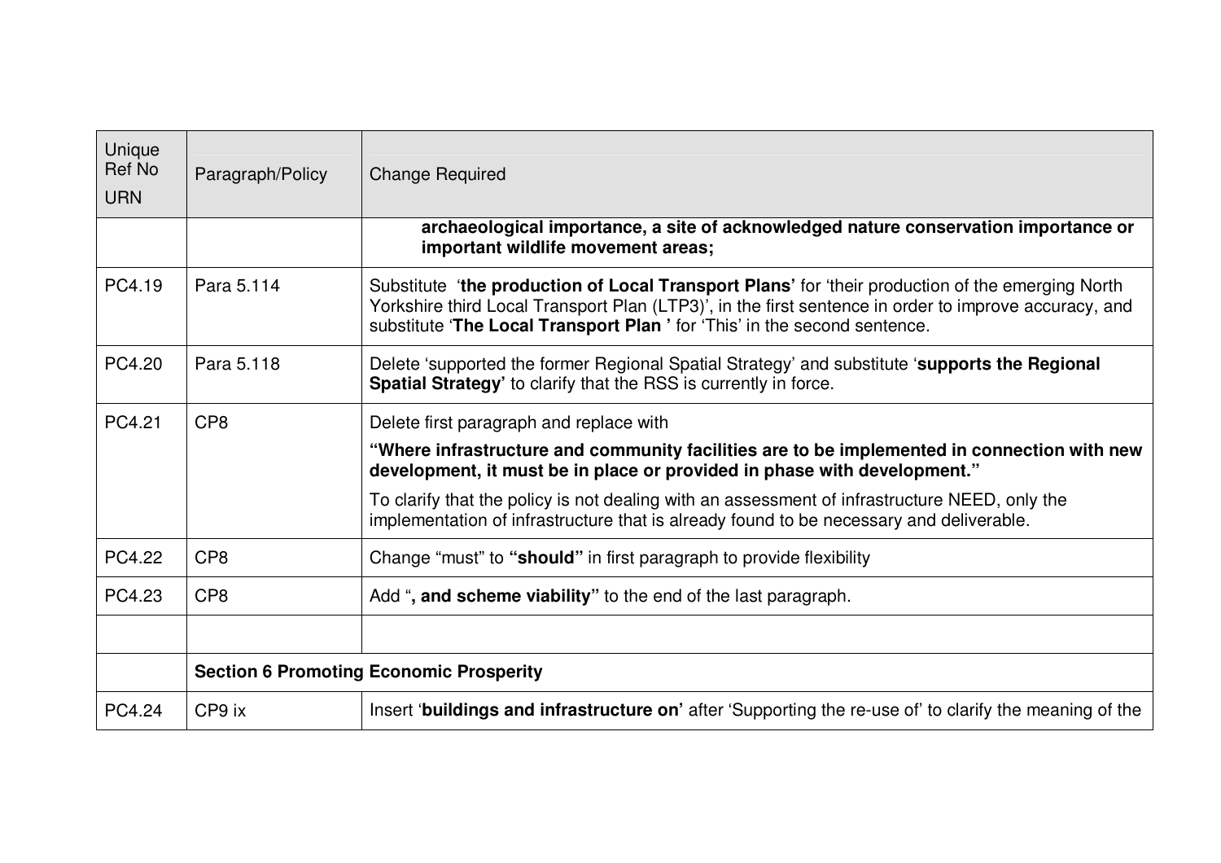| Unique Ref No URN | Paragraph/Policy | Change Required |
|---|---|---|
| | | **archaeological importance, a site of acknowledged nature conservation importance or important wildlife movement areas;** |
| PC4.19 | Para 5.114 | Substitute '**the production of Local Transport Plans**' for 'their production of the emerging North Yorkshire third Local Transport Plan (LTP3)', in the first sentence in order to improve accuracy, and substitute '**The Local Transport Plan** ' for 'This' in the second sentence. |
| PC4.20 | Para 5.118 | Delete 'supported the former Regional Spatial Strategy' and substitute '**supports the Regional Spatial Strategy**' to clarify that the RSS is currently in force. |
| PC4.21 | CP8 | Delete first paragraph and replace with<br>**"Where infrastructure and community facilities are to be implemented in connection with new development, it must be in place or provided in phase with development."**<br>To clarify that the policy is not dealing with an assessment of infrastructure NEED, only the implementation of infrastructure that is already found to be necessary and deliverable. |
| PC4.22 | CP8 | Change "must" to **"should"** in first paragraph to provide flexibility |
| PC4.23 | CP8 | Add "**, and scheme viability"** to the end of the last paragraph. |
| | | |
| | **Section 6 Promoting Economic Prosperity** | |
| PC4.24 | CP9 ix | Insert '**buildings and infrastructure on**' after 'Supporting the re-use of' to clarify the meaning of the |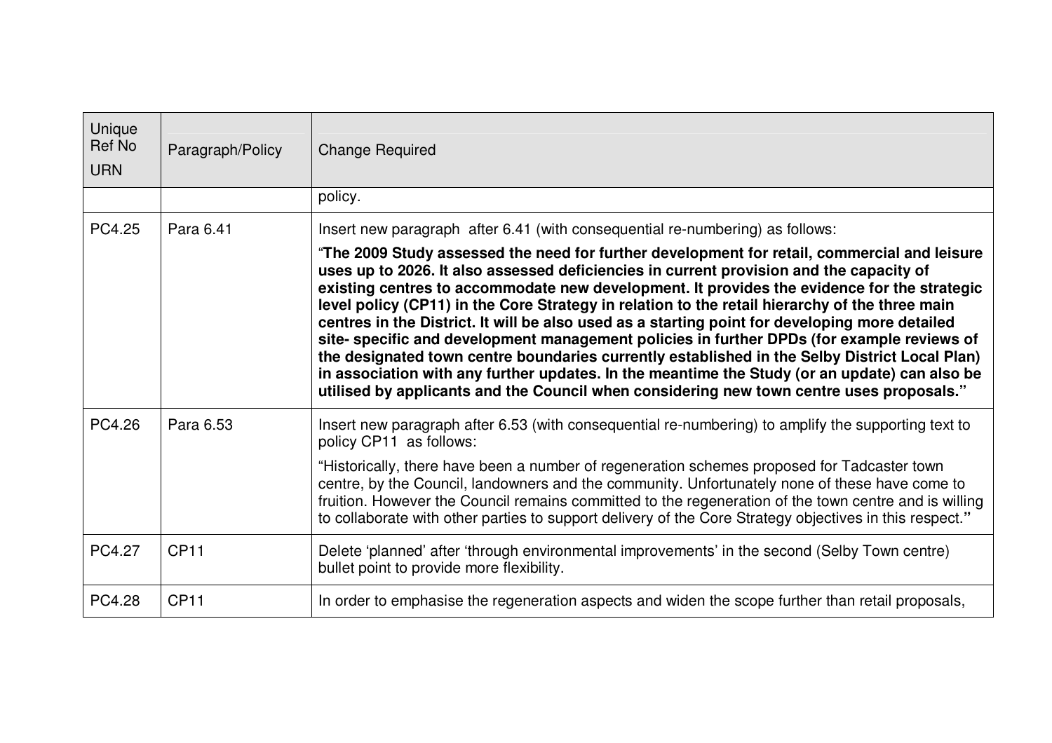| Unique Ref No URN | Paragraph/Policy | Change Required |
|---|---|---|
| | | policy. |
| PC4.25 | Para 6.41 | Insert new paragraph after 6.41 (with consequential re-numbering) as follows:<br><br>"**The 2009 Study assessed the need for further development for retail, commercial and leisure uses up to 2026. It also assessed deficiencies in current provision and the capacity of existing centres to accommodate new development. It provides the evidence for the strategic level policy (CP11) in the Core Strategy in relation to the retail hierarchy of the three main centres in the District. It will be also used as a starting point for developing more detailed site- specific and development management policies in further DPDs (for example reviews of the designated town centre boundaries currently established in the Selby District Local Plan) in association with any further updates. In the meantime the Study (or an update) can also be utilised by applicants and the Council when considering new town centre uses proposals.**" |
| PC4.26 | Para 6.53 | Insert new paragraph after 6.53 (with consequential re-numbering) to amplify the supporting text to policy CP11 as follows:<br><br>"Historically, there have been a number of regeneration schemes proposed for Tadcaster town centre, by the Council, landowners and the community. Unfortunately none of these have come to fruition. However the Council remains committed to the regeneration of the town centre and is willing to collaborate with other parties to support delivery of the Core Strategy objectives in this respect." |
| PC4.27 | CP11 | Delete 'planned' after 'through environmental improvements' in the second (Selby Town centre) bullet point to provide more flexibility. |
| PC4.28 | CP11 | In order to emphasise the regeneration aspects and widen the scope further than retail proposals, |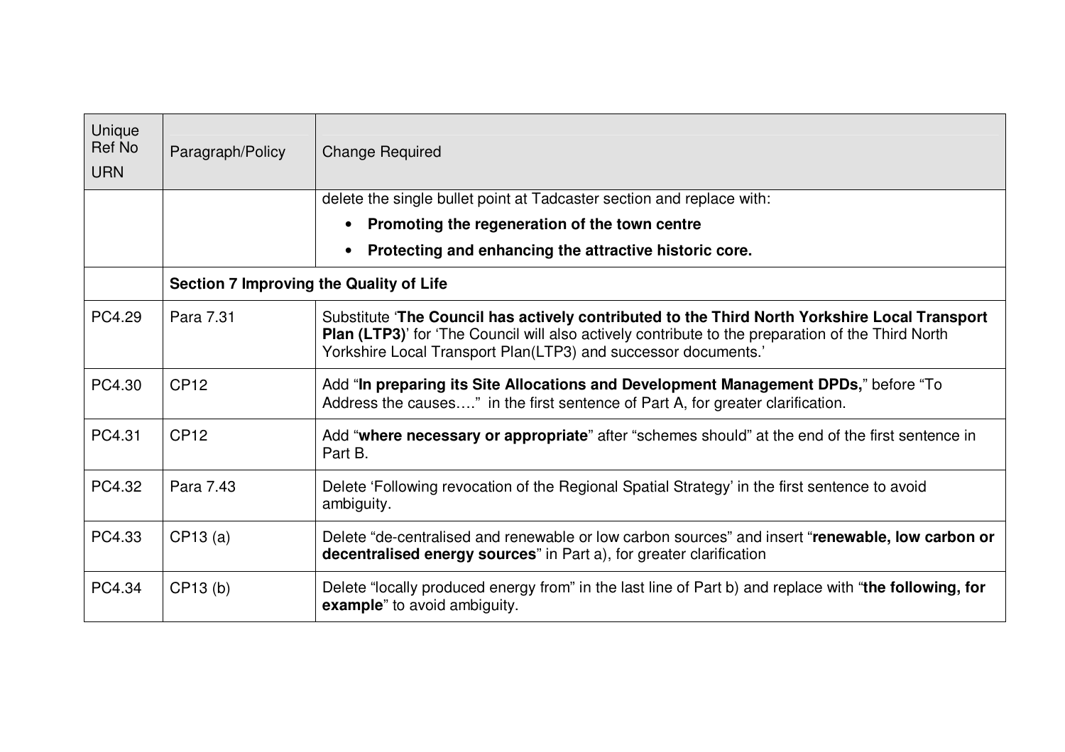| Unique Ref No URN | Paragraph/Policy | Change Required |
|---|---|---|
| | | delete the single bullet point at Tadcaster section and replace with: <br>• **Promoting the regeneration of the town centre** <br>• **Protecting and enhancing the attractive historic core.** |
| | **Section 7 Improving the Quality of Life** | |
| PC4.29 | Para 7.31 | Substitute '**The Council has actively contributed to the Third North Yorkshire Local Transport Plan (LTP3)**' for 'The Council will also actively contribute to the preparation of the Third North Yorkshire Local Transport Plan(LTP3) and successor documents.' |
| PC4.30 | CP12 | Add "**In preparing its Site Allocations and Development Management DPDs,**" before "To Address the causes…." in the first sentence of Part A, for greater clarification. |
| PC4.31 | CP12 | Add "**where necessary or appropriate**" after "schemes should" at the end of the first sentence in Part B. |
| PC4.32 | Para 7.43 | Delete 'Following revocation of the Regional Spatial Strategy' in the first sentence to avoid ambiguity. |
| PC4.33 | CP13 (a) | Delete "de-centralised and renewable or low carbon sources" and insert "**renewable, low carbon or decentralised energy sources**" in Part a), for greater clarification |
| PC4.34 | CP13 (b) | Delete "locally produced energy from" in the last line of Part b) and replace with "**the following, for example**" to avoid ambiguity. |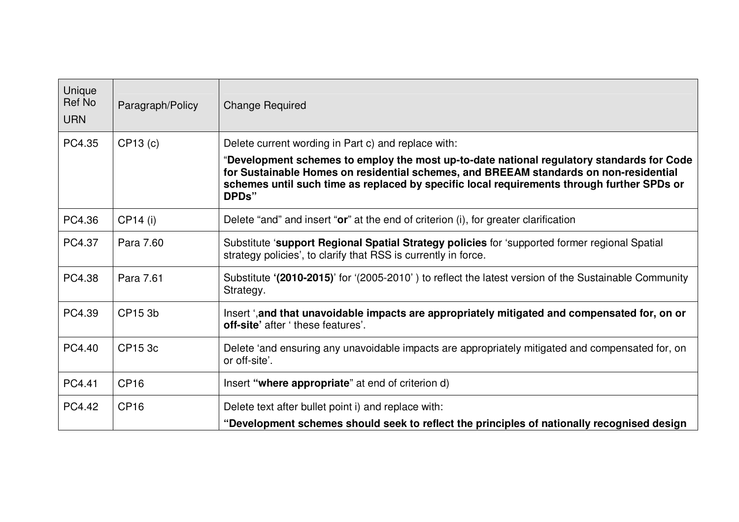| Unique Ref No URN | Paragraph/Policy | Change Required |
|---|---|---|
| PC4.35 | CP13 (c) | Delete current wording in Part c) and replace with: “**Development schemes to employ the most up-to-date national regulatory standards for Code for Sustainable Homes on residential schemes, and BREEAM standards on non-residential schemes until such time as replaced by specific local requirements through further SPDs or DPDs”** |
| PC4.36 | CP14 (i) | Delete “and” and insert “**or**” at the end of criterion (i), for greater clarification |
| PC4.37 | Para 7.60 | Substitute ‘**support Regional Spatial Strategy policies** for ‘supported former regional Spatial strategy policies’, to clarify that RSS is currently in force. |
| PC4.38 | Para 7.61 | Substitute **‘(2010-2015)**’ for ‘(2005-2010’ ) to reflect the latest version of the Sustainable Community Strategy. |
| PC4.39 | CP15 3b | Insert ‘**,and that unavoidable impacts are appropriately mitigated and compensated for, on or off-site’** after ‘ these features’. |
| PC4.40 | CP15 3c | Delete ‘and ensuring any unavoidable impacts are appropriately mitigated and compensated for, on or off-site’. |
| PC4.41 | CP16 | Insert **“where appropriate**” at end of criterion d) |
| PC4.42 | CP16 | Delete text after bullet point i) and replace with: **“Development schemes should seek to reflect the principles of nationally recognised design** |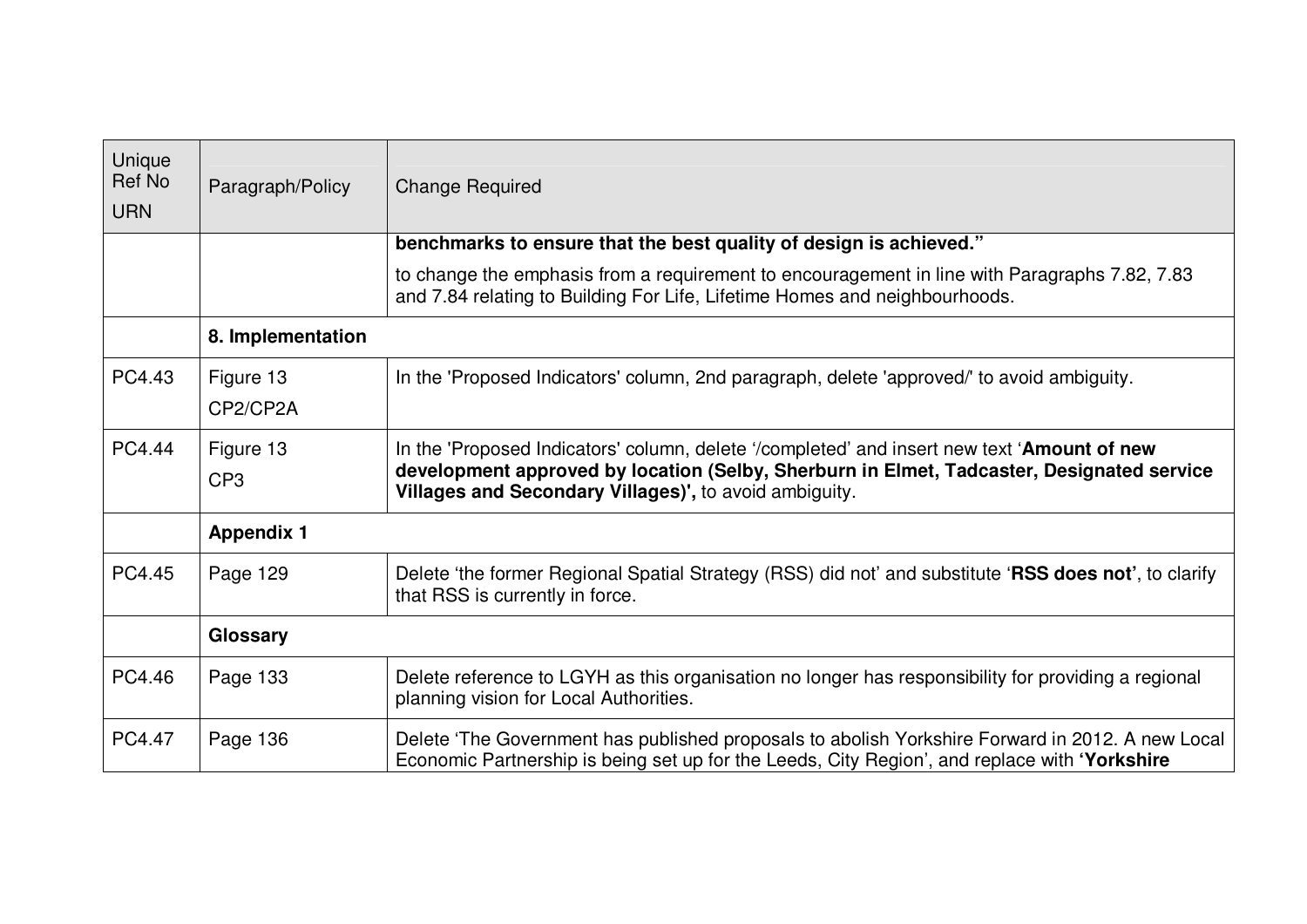| Unique Ref No URN | Paragraph/Policy | Change Required |
|---|---|---|
| | | **benchmarks to ensure that the best quality of design is achieved.**"<br>to change the emphasis from a requirement to encouragement in line with Paragraphs 7.82, 7.83 and 7.84 relating to Building For Life, Lifetime Homes and neighbourhoods. |
| | **8. Implementation** | |
| PC4.43 | Figure 13<br>CP2/CP2A | In the 'Proposed Indicators' column, 2nd paragraph, delete 'approved/' to avoid ambiguity. |
| PC4.44 | Figure 13<br>CP3 | In the 'Proposed Indicators' column, delete '/completed' and insert new text '**Amount of new development approved by location (Selby, Sherburn in Elmet, Tadcaster, Designated service Villages and Secondary Villages)',** to avoid ambiguity. |
| | **Appendix 1** | |
| PC4.45 | Page 129 | Delete 'the former Regional Spatial Strategy (RSS) did not' and substitute '**RSS does not**', to clarify that RSS is currently in force. |
| | **Glossary** | |
| PC4.46 | Page 133 | Delete reference to LGYH as this organisation no longer has responsibility for providing a regional planning vision for Local Authorities. |
| PC4.47 | Page 136 | Delete 'The Government has published proposals to abolish Yorkshire Forward in 2012. A new Local Economic Partnership is being set up for the Leeds, City Region', and replace with **'Yorkshire** |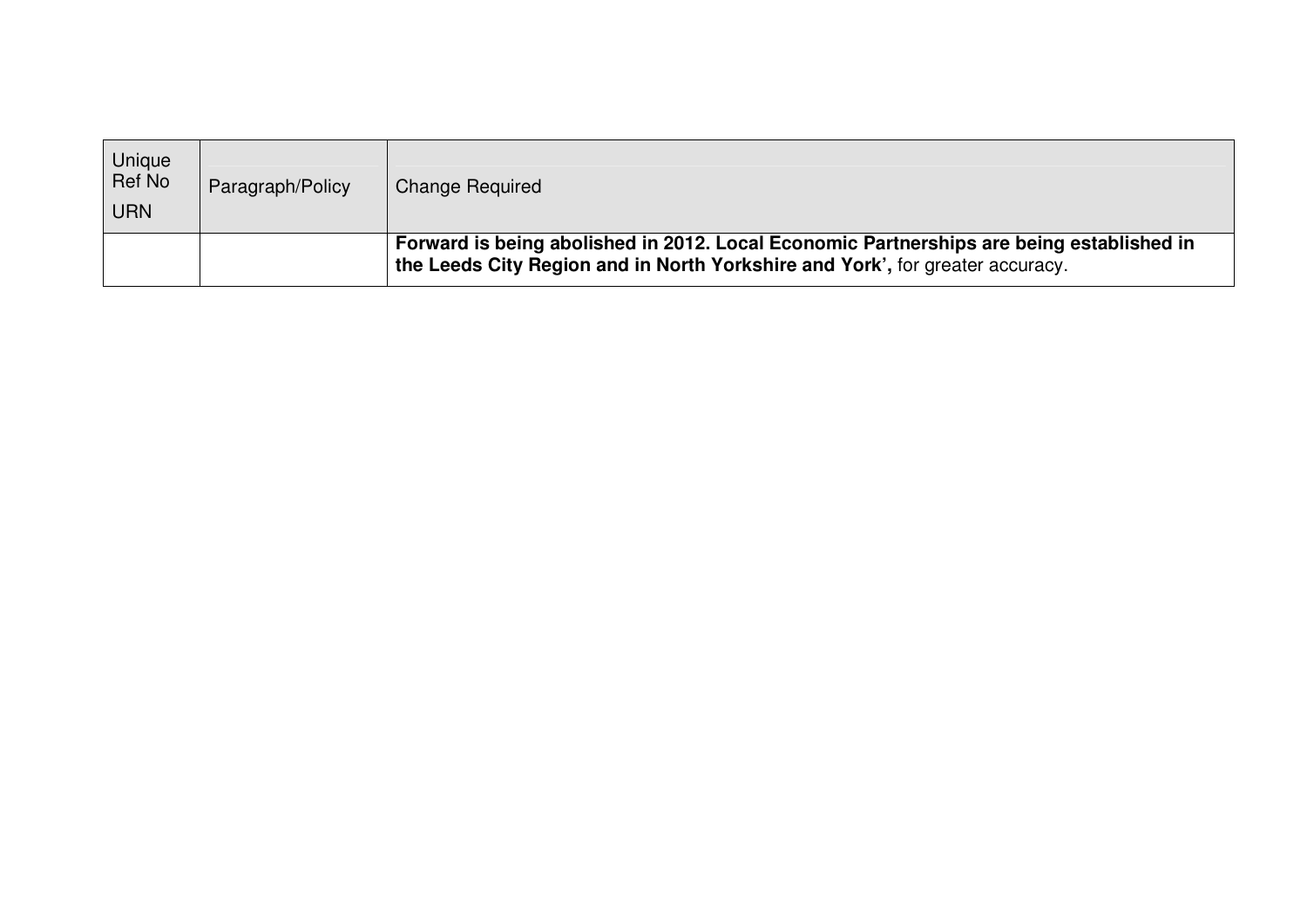| Unique Ref No<br>URN | Paragraph/Policy | Change Required |
| --- | --- | --- |
| | | **Forward is being abolished in 2012. Local Economic Partnerships are being established in the Leeds City Region and in North Yorkshire and York',** for greater accuracy. |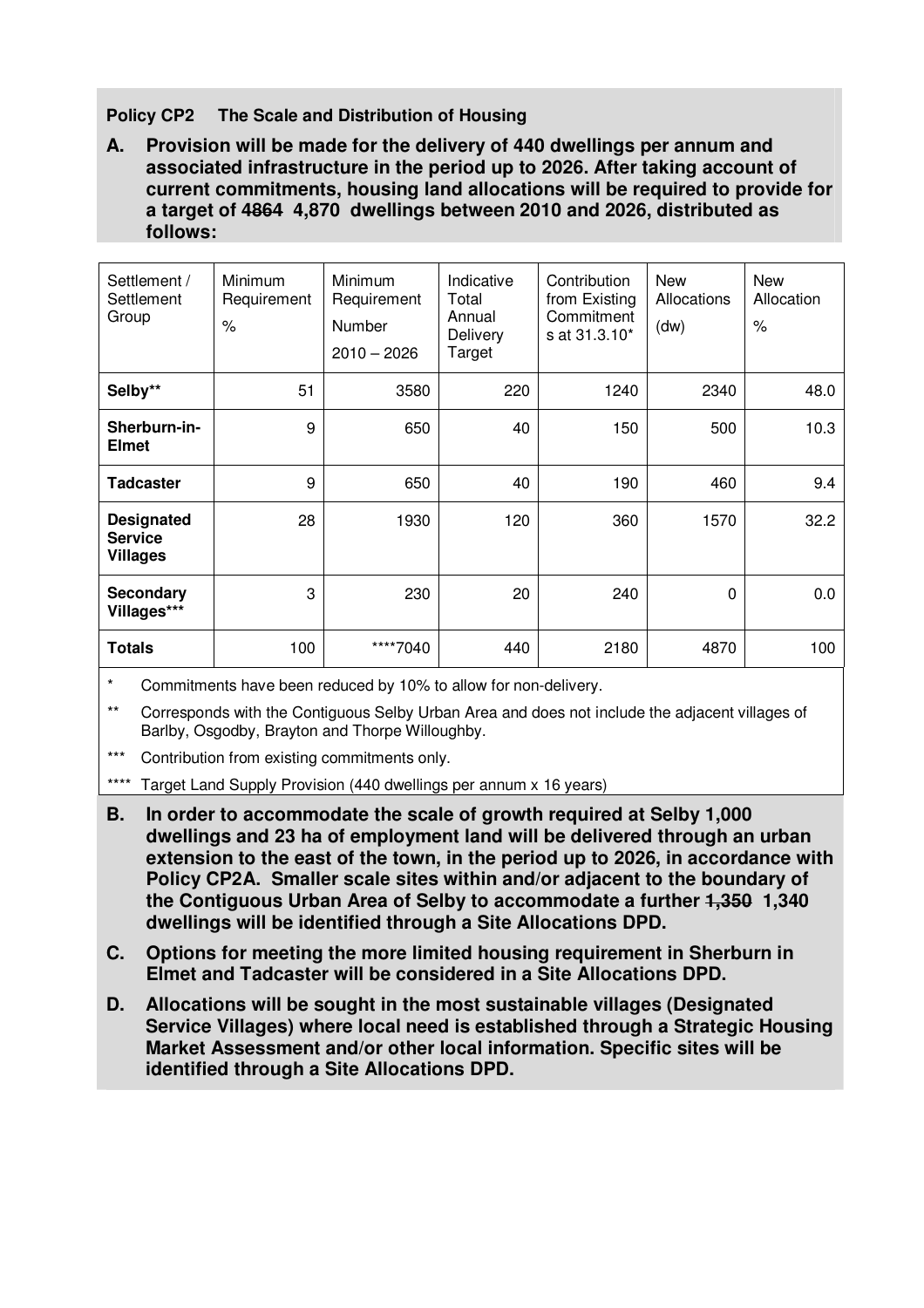**Policy CP2 The Scale and Distribution of Housing**

**A. Provision will be made for the delivery of 440 dwellings per annum and associated infrastructure in the period up to 2026. After taking account of current commitments, housing land allocations will be required to provide for a target of ~~4864~~ 4,870 dwellings between 2010 and 2026, distributed as follows:**

| Settlement / Settlement Group | Minimum Requirement % | Minimum Requirement Number 2010 – 2026 | Indicative Total Annual Delivery Target | Contribution from Existing Commitments at 31.3.10* | New Allocations (dw) | New Allocation % |
|---|---|---|---|---|---|---|
| **Selby**** | 51 | 3580 | 220 | 1240 | 2340 | 48.0 |
| **Sherburn-in-Elmet** | 9 | 650 | 40 | 150 | 500 | 10.3 |
| **Tadcaster** | 9 | 650 | 40 | 190 | 460 | 9.4 |
| **Designated Service Villages** | 28 | 1930 | 120 | 360 | 1570 | 32.2 |
| **Secondary Villages***** | 3 | 230 | 20 | 240 | 0 | 0.0 |
| **Totals** | 100 | ****7040 | 440 | 2180 | 4870 | 100 |

\* Commitments have been reduced by 10% to allow for non-delivery.

** Corresponds with the Contiguous Selby Urban Area and does not include the adjacent villages of Barlby, Osgodby, Brayton and Thorpe Willoughby.

*** Contribution from existing commitments only.

**** Target Land Supply Provision (440 dwellings per annum x 16 years)

**B. In order to accommodate the scale of growth required at Selby 1,000 dwellings and 23 ha of employment land will be delivered through an urban extension to the east of the town, in the period up to 2026, in accordance with Policy CP2A. Smaller scale sites within and/or adjacent to the boundary of the Contiguous Urban Area of Selby to accommodate a further ~~1,350~~ 1,340 dwellings will be identified through a Site Allocations DPD.**

**C. Options for meeting the more limited housing requirement in Sherburn in Elmet and Tadcaster will be considered in a Site Allocations DPD.**

**D. Allocations will be sought in the most sustainable villages (Designated Service Villages) where local need is established through a Strategic Housing Market Assessment and/or other local information. Specific sites will be identified through a Site Allocations DPD.**